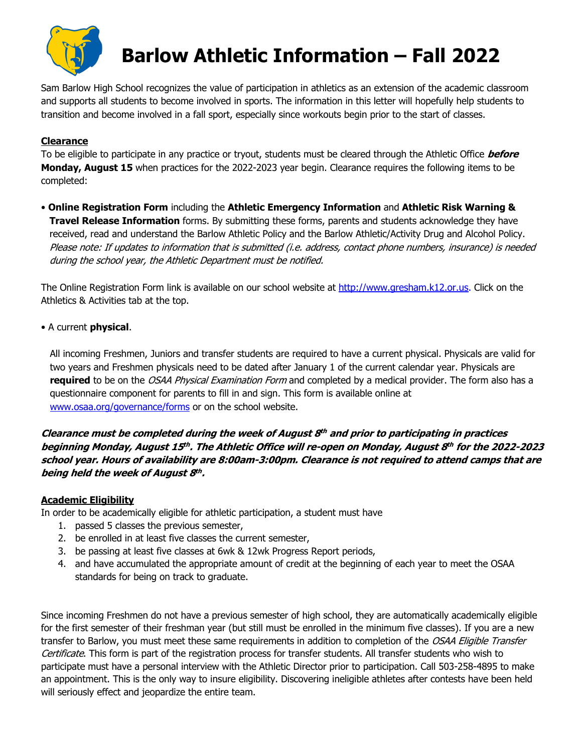# Barlow Athletic Information – Fall 2022

Sam Barlow High School recognizes the value of participation in athletics as an extension of the academic classroom and supports all students to become involved in sports. The information in this letter will hopefully help students to transition and become involved in a fall sport, especially since workouts begin prior to the start of classes.

## Clearance

To be eligible to participate in any practice or tryout, students must be cleared through the Athletic Office ***before*** **Monday, August 15** when practices for the 2022-2023 year begin. Clearance requires the following items to be completed:

- **Online Registration Form** including the **Athletic Emergency Information** and **Athletic Risk Warning & Travel Release Information** forms. By submitting these forms, parents and students acknowledge they have received, read and understand the Barlow Athletic Policy and the Barlow Athletic/Activity Drug and Alcohol Policy. *Please note: If updates to information that is submitted (i.e. address, contact phone numbers, insurance) is needed during the school year, the Athletic Department must be notified.*

The Online Registration Form link is available on our school website at http://www.gresham.k12.or.us. Click on the Athletics & Activities tab at the top.

- A current **physical**.

  All incoming Freshmen, Juniors and transfer students are required to have a current physical. Physicals are valid for two years and Freshmen physicals need to be dated after January 1 of the current calendar year. Physicals are **required** to be on the *OSAA Physical Examination Form* and completed by a medical provider. The form also has a questionnaire component for parents to fill in and sign. This form is available online at www.osaa.org/governance/forms or on the school website.

***Clearance must be completed during the week of August 8th and prior to participating in practices beginning Monday, August 15th. The Athletic Office will re-open on Monday, August 8th for the 2022-2023 school year. Hours of availability are 8:00am-3:00pm. Clearance is not required to attend camps that are being held the week of August 8th.***

## Academic Eligibility

In order to be academically eligible for athletic participation, a student must have

1. passed 5 classes the previous semester,
2. be enrolled in at least five classes the current semester,
3. be passing at least five classes at 6wk & 12wk Progress Report periods,
4. and have accumulated the appropriate amount of credit at the beginning of each year to meet the OSAA standards for being on track to graduate.

Since incoming Freshmen do not have a previous semester of high school, they are automatically academically eligible for the first semester of their freshman year (but still must be enrolled in the minimum five classes). If you are a new transfer to Barlow, you must meet these same requirements in addition to completion of the *OSAA Eligible Transfer Certificate*. This form is part of the registration process for transfer students. All transfer students who wish to participate must have a personal interview with the Athletic Director prior to participation. Call 503-258-4895 to make an appointment. This is the only way to insure eligibility. Discovering ineligible athletes after contests have been held will seriously effect and jeopardize the entire team.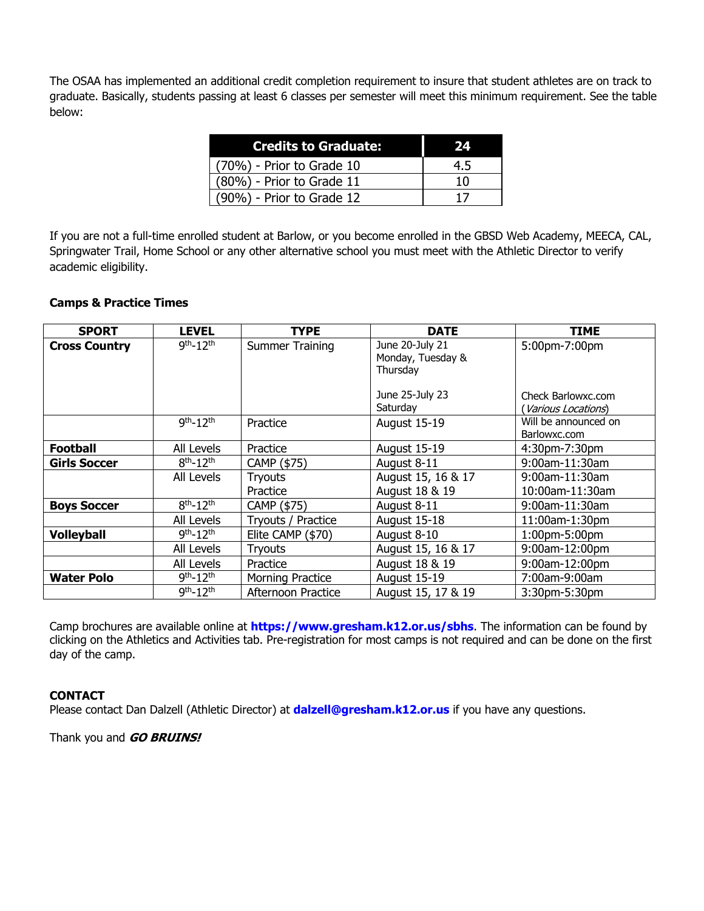The OSAA has implemented an additional credit completion requirement to insure that student athletes are on track to graduate. Basically, students passing at least 6 classes per semester will meet this minimum requirement. See the table below:

| Credits to Graduate: | 24 |
|---|---|
| (70%) - Prior to Grade 10 | 4.5 |
| (80%) - Prior to Grade 11 | 10 |
| (90%) - Prior to Grade 12 | 17 |

If you are not a full-time enrolled student at Barlow, or you become enrolled in the GBSD Web Academy, MEECA, CAL, Springwater Trail, Home School or any other alternative school you must meet with the Athletic Director to verify academic eligibility.

**Camps & Practice Times**

| SPORT | LEVEL | TYPE | DATE | TIME |
|---|---|---|---|---|
| **Cross Country** | 9th-12th | Summer Training | June 20-July 21 Monday, Tuesday & Thursday<br><br>June 25-July 23 Saturday | 5:00pm-7:00pm<br><br>Check Barlowxc.com (*Various Locations*) |
| | 9th-12th | Practice | August 15-19 | Will be announced on Barlowxc.com |
| **Football** | All Levels | Practice | August 15-19 | 4:30pm-7:30pm |
| **Girls Soccer** | 8th-12th | CAMP ($75) | August 8-11 | 9:00am-11:30am |
| | All Levels | Tryouts<br>Practice | August 15, 16 & 17<br>August 18 & 19 | 9:00am-11:30am<br>10:00am-11:30am |
| **Boys Soccer** | 8th-12th | CAMP ($75) | August 8-11 | 9:00am-11:30am |
| | All Levels | Tryouts / Practice | August 15-18 | 11:00am-1:30pm |
| **Volleyball** | 9th-12th | Elite CAMP ($70) | August 8-10 | 1:00pm-5:00pm |
| | All Levels | Tryouts | August 15, 16 & 17 | 9:00am-12:00pm |
| | All Levels | Practice | August 18 & 19 | 9:00am-12:00pm |
| **Water Polo** | 9th-12th | Morning Practice | August 15-19 | 7:00am-9:00am |
| | 9th-12th | Afternoon Practice | August 15, 17 & 19 | 3:30pm-5:30pm |

Camp brochures are available online at **https://www.gresham.k12.or.us/sbhs**. The information can be found by clicking on the Athletics and Activities tab. Pre-registration for most camps is not required and can be done on the first day of the camp.

**CONTACT**
Please contact Dan Dalzell (Athletic Director) at **dalzell@gresham.k12.or.us** if you have any questions.

Thank you and ***GO BRUINS!***